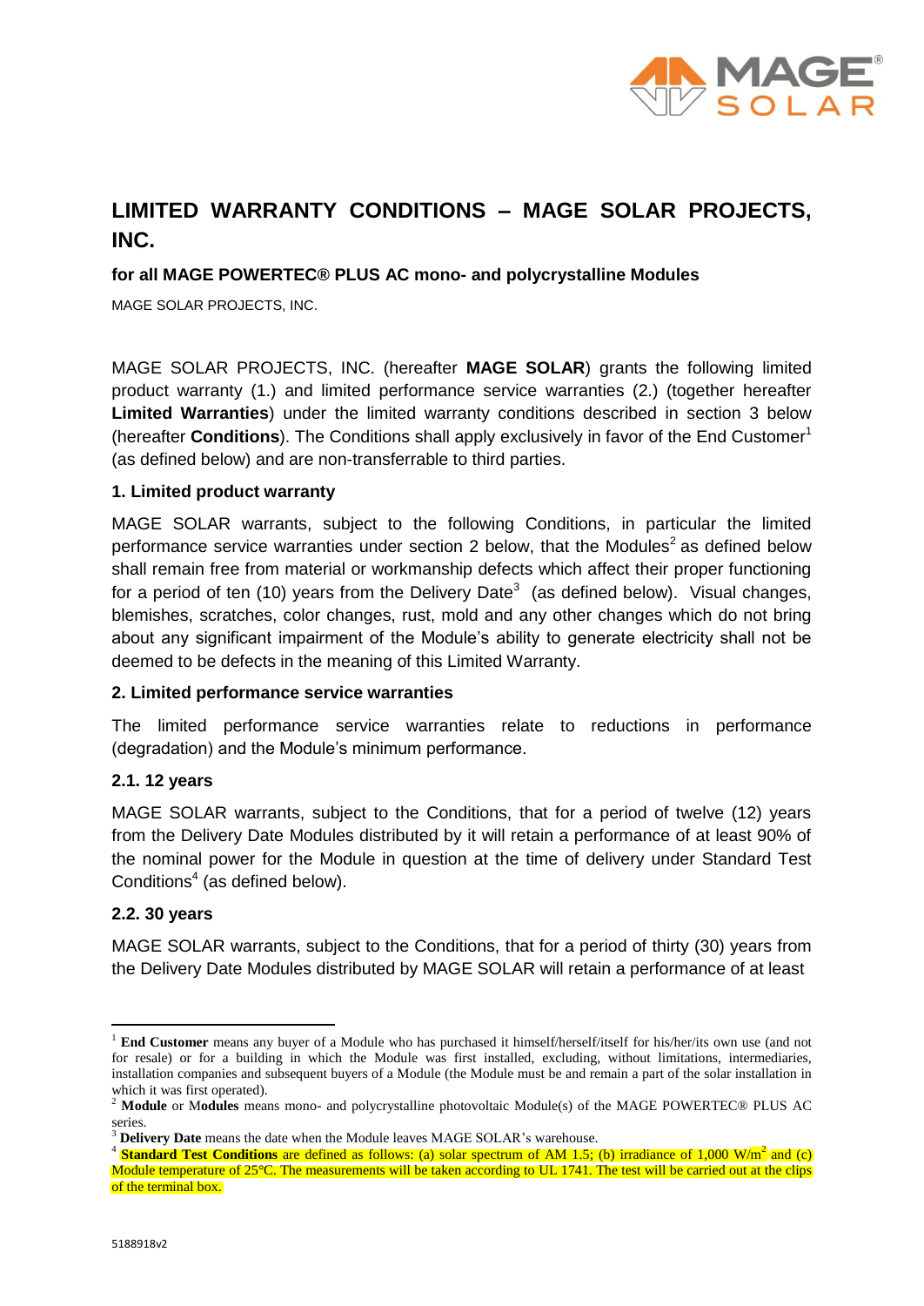# LIMITED WARRANTY CONDITIONS – MAGE SOLAR PROJECTS, INC.

**for all MAGE POWERTEC® PLUS AC mono- and polycrystalline Modules**

MAGE SOLAR PROJECTS, INC.

MAGE SOLAR PROJECTS, INC. (hereafter **MAGE SOLAR**) grants the following limited product warranty (1.) and limited performance service warranties (2.) (together hereafter **Limited Warranties**) under the limited warranty conditions described in section 3 below (hereafter **Conditions**). The Conditions shall apply exclusively in favor of the End Customer[1] (as defined below) and are non-transferrable to third parties.

### 1. Limited product warranty

MAGE SOLAR warrants, subject to the following Conditions, in particular the limited performance service warranties under section 2 below, that the Modules[2] as defined below shall remain free from material or workmanship defects which affect their proper functioning for a period of ten (10) years from the Delivery Date[3] (as defined below). Visual changes, blemishes, scratches, color changes, rust, mold and any other changes which do not bring about any significant impairment of the Module's ability to generate electricity shall not be deemed to be defects in the meaning of this Limited Warranty.

### 2. Limited performance service warranties

The limited performance service warranties relate to reductions in performance (degradation) and the Module's minimum performance.

### 2.1. 12 years

MAGE SOLAR warrants, subject to the Conditions, that for a period of twelve (12) years from the Delivery Date Modules distributed by it will retain a performance of at least 90% of the nominal power for the Module in question at the time of delivery under Standard Test Conditions[4] (as defined below).

### 2.2. 30 years

MAGE SOLAR warrants, subject to the Conditions, that for a period of thirty (30) years from the Delivery Date Modules distributed by MAGE SOLAR will retain a performance of at least

---

[1] **End Customer** means any buyer of a Module who has purchased it himself/herself/itself for his/her/its own use (and not for resale) or for a building in which the Module was first installed, excluding, without limitations, intermediaries, installation companies and subsequent buyers of a Module (the Module must be and remain a part of the solar installation in which it was first operated).

[2] **Module** or **Modules** means mono- and polycrystalline photovoltaic Module(s) of the MAGE POWERTEC® PLUS AC series.

[3] **Delivery Date** means the date when the Module leaves MAGE SOLAR's warehouse.

[4] **Standard Test Conditions** are defined as follows: (a) solar spectrum of AM 1.5; (b) irradiance of 1,000 $W/m^2$ and (c) Module temperature of 25°C. The measurements will be taken according to UL 1741. The test will be carried out at the clips of the terminal box.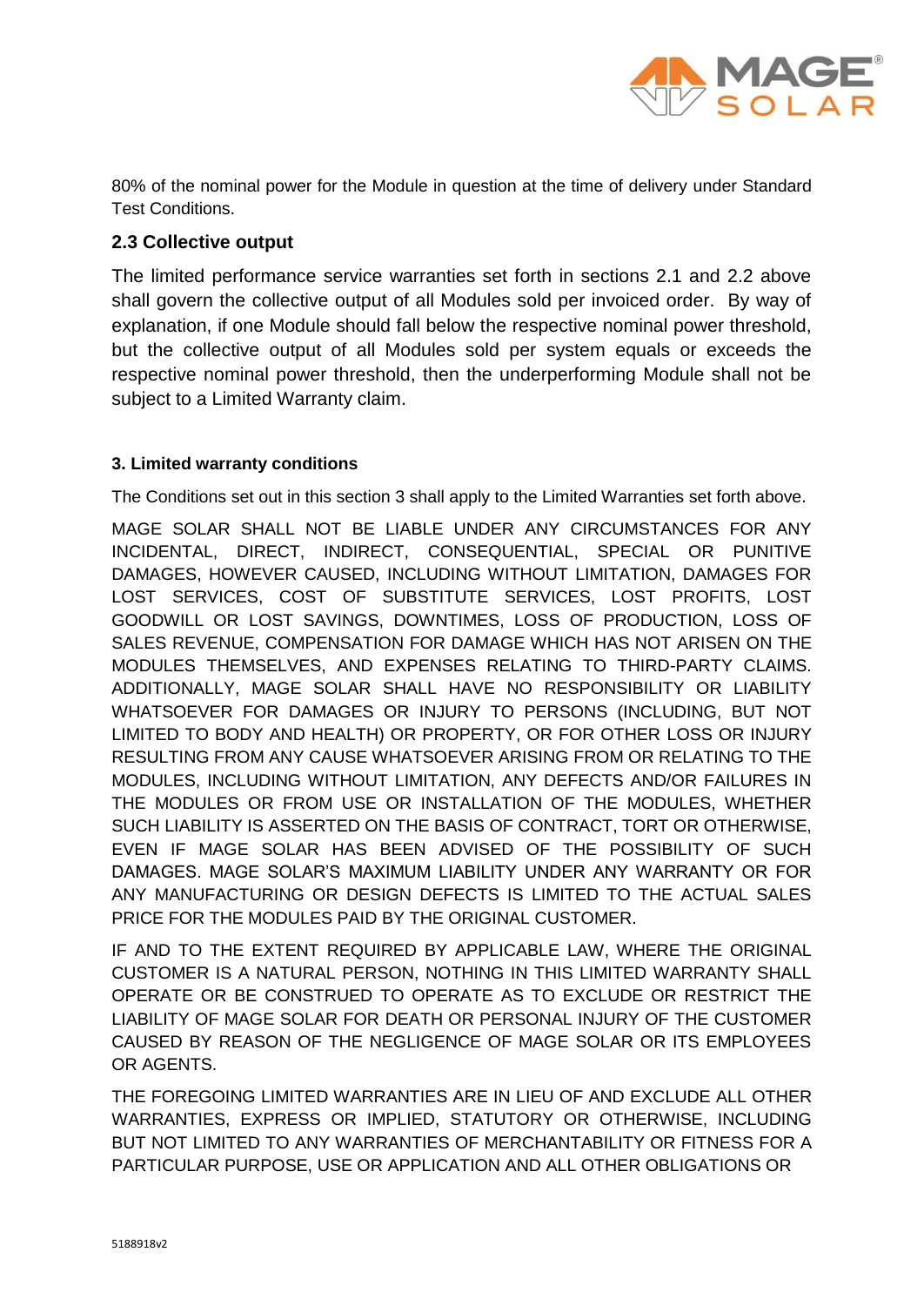80% of the nominal power for the Module in question at the time of delivery under Standard Test Conditions.

## 2.3 Collective output

The limited performance service warranties set forth in sections 2.1 and 2.2 above shall govern the collective output of all Modules sold per invoiced order. By way of explanation, if one Module should fall below the respective nominal power threshold, but the collective output of all Modules sold per system equals or exceeds the respective nominal power threshold, then the underperforming Module shall not be subject to a Limited Warranty claim.

### 3. Limited warranty conditions

The Conditions set out in this section 3 shall apply to the Limited Warranties set forth above.

MAGE SOLAR SHALL NOT BE LIABLE UNDER ANY CIRCUMSTANCES FOR ANY INCIDENTAL, DIRECT, INDIRECT, CONSEQUENTIAL, SPECIAL OR PUNITIVE DAMAGES, HOWEVER CAUSED, INCLUDING WITHOUT LIMITATION, DAMAGES FOR LOST SERVICES, COST OF SUBSTITUTE SERVICES, LOST PROFITS, LOST GOODWILL OR LOST SAVINGS, DOWNTIMES, LOSS OF PRODUCTION, LOSS OF SALES REVENUE, COMPENSATION FOR DAMAGE WHICH HAS NOT ARISEN ON THE MODULES THEMSELVES, AND EXPENSES RELATING TO THIRD-PARTY CLAIMS. ADDITIONALLY, MAGE SOLAR SHALL HAVE NO RESPONSIBILITY OR LIABILITY WHATSOEVER FOR DAMAGES OR INJURY TO PERSONS (INCLUDING, BUT NOT LIMITED TO BODY AND HEALTH) OR PROPERTY, OR FOR OTHER LOSS OR INJURY RESULTING FROM ANY CAUSE WHATSOEVER ARISING FROM OR RELATING TO THE MODULES, INCLUDING WITHOUT LIMITATION, ANY DEFECTS AND/OR FAILURES IN THE MODULES OR FROM USE OR INSTALLATION OF THE MODULES, WHETHER SUCH LIABILITY IS ASSERTED ON THE BASIS OF CONTRACT, TORT OR OTHERWISE, EVEN IF MAGE SOLAR HAS BEEN ADVISED OF THE POSSIBILITY OF SUCH DAMAGES. MAGE SOLAR'S MAXIMUM LIABILITY UNDER ANY WARRANTY OR FOR ANY MANUFACTURING OR DESIGN DEFECTS IS LIMITED TO THE ACTUAL SALES PRICE FOR THE MODULES PAID BY THE ORIGINAL CUSTOMER.

IF AND TO THE EXTENT REQUIRED BY APPLICABLE LAW, WHERE THE ORIGINAL CUSTOMER IS A NATURAL PERSON, NOTHING IN THIS LIMITED WARRANTY SHALL OPERATE OR BE CONSTRUED TO OPERATE AS TO EXCLUDE OR RESTRICT THE LIABILITY OF MAGE SOLAR FOR DEATH OR PERSONAL INJURY OF THE CUSTOMER CAUSED BY REASON OF THE NEGLIGENCE OF MAGE SOLAR OR ITS EMPLOYEES OR AGENTS.

THE FOREGOING LIMITED WARRANTIES ARE IN LIEU OF AND EXCLUDE ALL OTHER WARRANTIES, EXPRESS OR IMPLIED, STATUTORY OR OTHERWISE, INCLUDING BUT NOT LIMITED TO ANY WARRANTIES OF MERCHANTABILITY OR FITNESS FOR A PARTICULAR PURPOSE, USE OR APPLICATION AND ALL OTHER OBLIGATIONS OR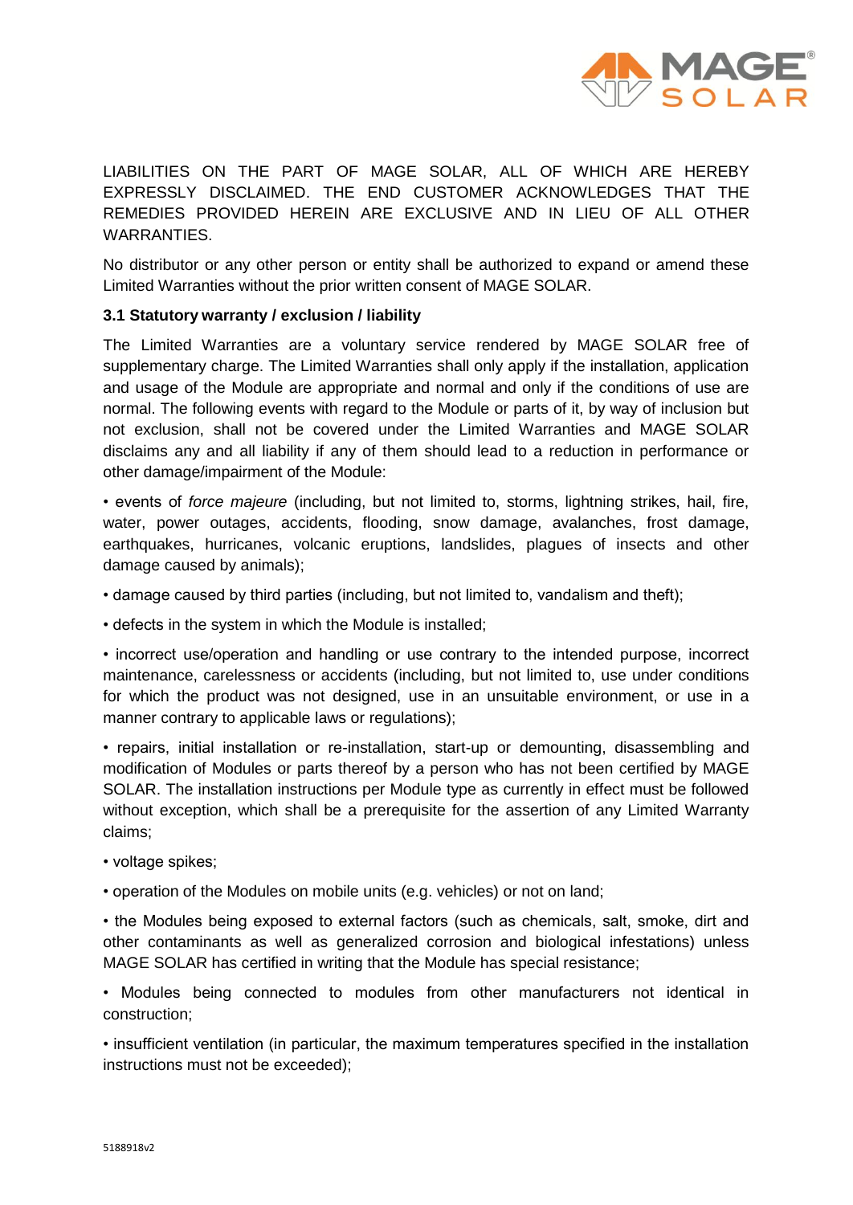LIABILITIES ON THE PART OF MAGE SOLAR, ALL OF WHICH ARE HEREBY EXPRESSLY DISCLAIMED. THE END CUSTOMER ACKNOWLEDGES THAT THE REMEDIES PROVIDED HEREIN ARE EXCLUSIVE AND IN LIEU OF ALL OTHER WARRANTIES.

No distributor or any other person or entity shall be authorized to expand or amend these Limited Warranties without the prior written consent of MAGE SOLAR.

### 3.1 Statutory warranty / exclusion / liability

The Limited Warranties are a voluntary service rendered by MAGE SOLAR free of supplementary charge. The Limited Warranties shall only apply if the installation, application and usage of the Module are appropriate and normal and only if the conditions of use are normal. The following events with regard to the Module or parts of it, by way of inclusion but not exclusion, shall not be covered under the Limited Warranties and MAGE SOLAR disclaims any and all liability if any of them should lead to a reduction in performance or other damage/impairment of the Module:

- events of *force majeure* (including, but not limited to, storms, lightning strikes, hail, fire, water, power outages, accidents, flooding, snow damage, avalanches, frost damage, earthquakes, hurricanes, volcanic eruptions, landslides, plagues of insects and other damage caused by animals);
- damage caused by third parties (including, but not limited to, vandalism and theft);
- defects in the system in which the Module is installed;
- incorrect use/operation and handling or use contrary to the intended purpose, incorrect maintenance, carelessness or accidents (including, but not limited to, use under conditions for which the product was not designed, use in an unsuitable environment, or use in a manner contrary to applicable laws or regulations);
- repairs, initial installation or re-installation, start-up or demounting, disassembling and modification of Modules or parts thereof by a person who has not been certified by MAGE SOLAR. The installation instructions per Module type as currently in effect must be followed without exception, which shall be a prerequisite for the assertion of any Limited Warranty claims;
- voltage spikes;
- operation of the Modules on mobile units (e.g. vehicles) or not on land;
- the Modules being exposed to external factors (such as chemicals, salt, smoke, dirt and other contaminants as well as generalized corrosion and biological infestations) unless MAGE SOLAR has certified in writing that the Module has special resistance;
- Modules being connected to modules from other manufacturers not identical in construction;
- insufficient ventilation (in particular, the maximum temperatures specified in the installation instructions must not be exceeded);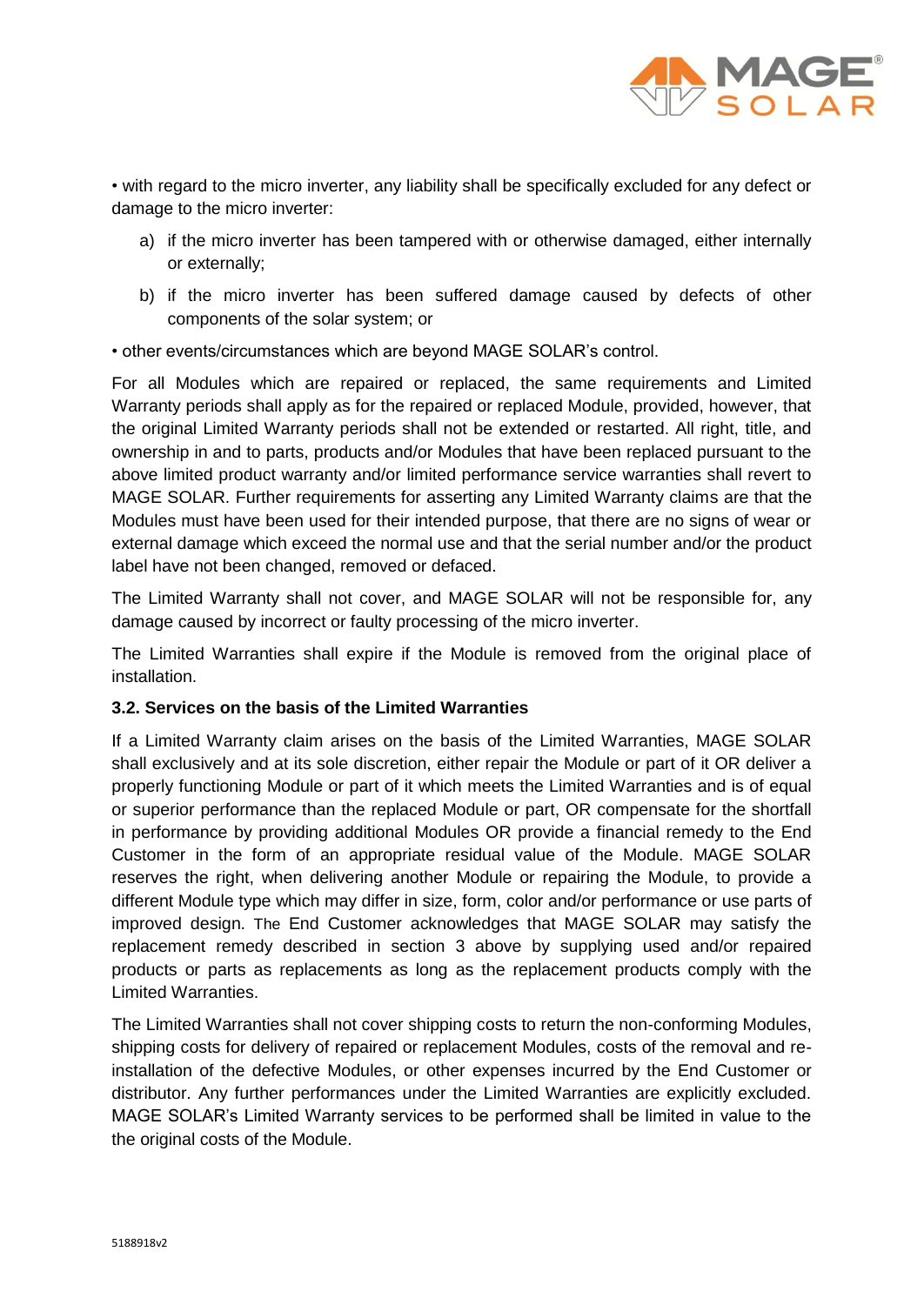• with regard to the micro inverter, any liability shall be specifically excluded for any defect or damage to the micro inverter:

a) if the micro inverter has been tampered with or otherwise damaged, either internally or externally;

b) if the micro inverter has been suffered damage caused by defects of other components of the solar system; or

• other events/circumstances which are beyond MAGE SOLAR's control.

For all Modules which are repaired or replaced, the same requirements and Limited Warranty periods shall apply as for the repaired or replaced Module, provided, however, that the original Limited Warranty periods shall not be extended or restarted. All right, title, and ownership in and to parts, products and/or Modules that have been replaced pursuant to the above limited product warranty and/or limited performance service warranties shall revert to MAGE SOLAR. Further requirements for asserting any Limited Warranty claims are that the Modules must have been used for their intended purpose, that there are no signs of wear or external damage which exceed the normal use and that the serial number and/or the product label have not been changed, removed or defaced.

The Limited Warranty shall not cover, and MAGE SOLAR will not be responsible for, any damage caused by incorrect or faulty processing of the micro inverter.

The Limited Warranties shall expire if the Module is removed from the original place of installation.

### 3.2. Services on the basis of the Limited Warranties

If a Limited Warranty claim arises on the basis of the Limited Warranties, MAGE SOLAR shall exclusively and at its sole discretion, either repair the Module or part of it OR deliver a properly functioning Module or part of it which meets the Limited Warranties and is of equal or superior performance than the replaced Module or part, OR compensate for the shortfall in performance by providing additional Modules OR provide a financial remedy to the End Customer in the form of an appropriate residual value of the Module. MAGE SOLAR reserves the right, when delivering another Module or repairing the Module, to provide a different Module type which may differ in size, form, color and/or performance or use parts of improved design. The End Customer acknowledges that MAGE SOLAR may satisfy the replacement remedy described in section 3 above by supplying used and/or repaired products or parts as replacements as long as the replacement products comply with the Limited Warranties.

The Limited Warranties shall not cover shipping costs to return the non-conforming Modules, shipping costs for delivery of repaired or replacement Modules, costs of the removal and re-installation of the defective Modules, or other expenses incurred by the End Customer or distributor. Any further performances under the Limited Warranties are explicitly excluded. MAGE SOLAR's Limited Warranty services to be performed shall be limited in value to the the original costs of the Module.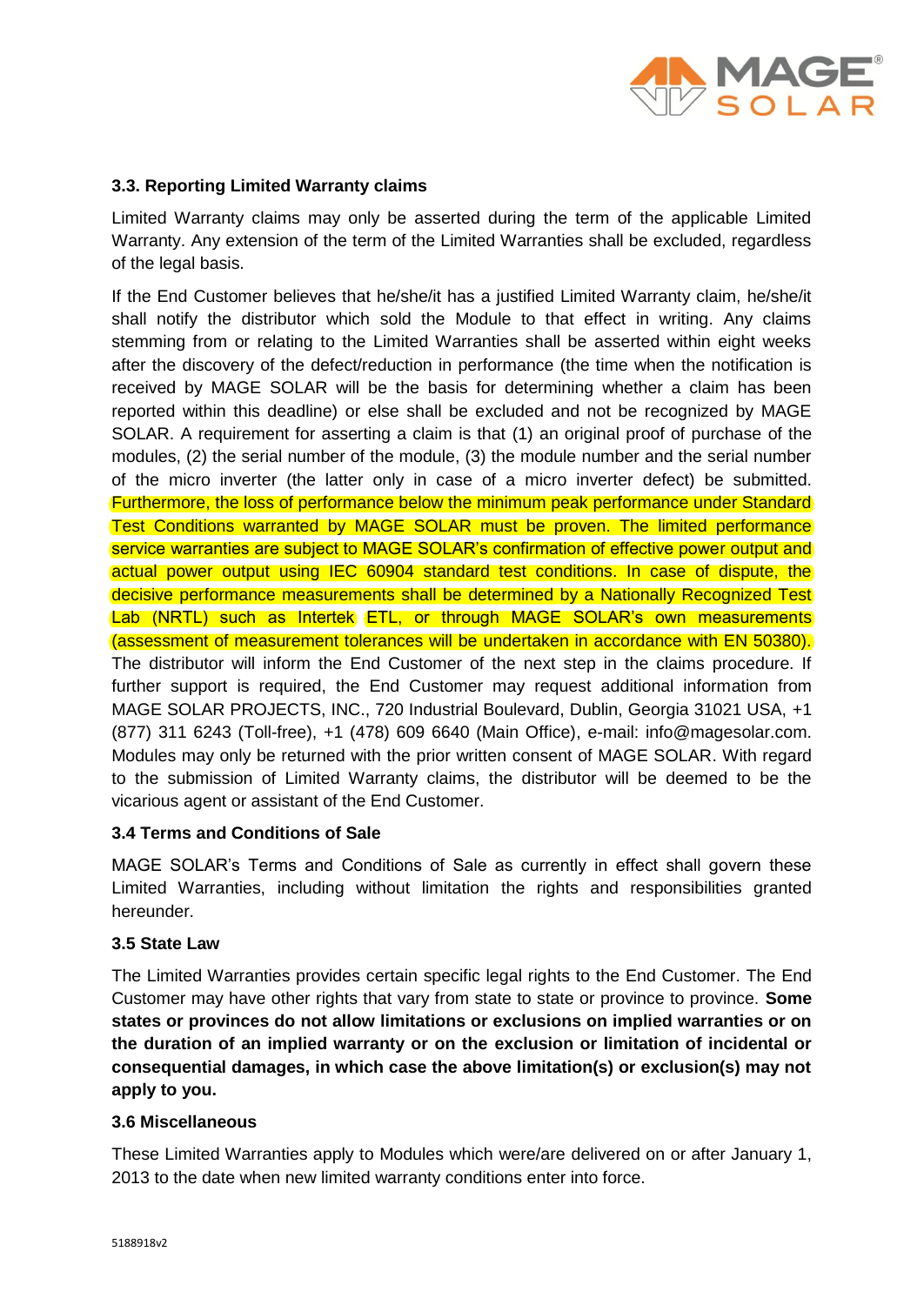### 3.3. Reporting Limited Warranty claims

Limited Warranty claims may only be asserted during the term of the applicable Limited Warranty. Any extension of the term of the Limited Warranties shall be excluded, regardless of the legal basis.

If the End Customer believes that he/she/it has a justified Limited Warranty claim, he/she/it shall notify the distributor which sold the Module to that effect in writing. Any claims stemming from or relating to the Limited Warranties shall be asserted within eight weeks after the discovery of the defect/reduction in performance (the time when the notification is received by MAGE SOLAR will be the basis for determining whether a claim has been reported within this deadline) or else shall be excluded and not be recognized by MAGE SOLAR. A requirement for asserting a claim is that (1) an original proof of purchase of the modules, (2) the serial number of the module, (3) the module number and the serial number of the micro inverter (the latter only in case of a micro inverter defect) be submitted. Furthermore, the loss of performance below the minimum peak performance under Standard Test Conditions warranted by MAGE SOLAR must be proven. The limited performance service warranties are subject to MAGE SOLAR's confirmation of effective power output and actual power output using IEC 60904 standard test conditions. In case of dispute, the decisive performance measurements shall be determined by a Nationally Recognized Test Lab (NRTL) such as Intertek ETL, or through MAGE SOLAR's own measurements (assessment of measurement tolerances will be undertaken in accordance with EN 50380). The distributor will inform the End Customer of the next step in the claims procedure. If further support is required, the End Customer may request additional information from MAGE SOLAR PROJECTS, INC., 720 Industrial Boulevard, Dublin, Georgia 31021 USA, +1 (877) 311 6243 (Toll-free), +1 (478) 609 6640 (Main Office), e-mail: info@magesolar.com. Modules may only be returned with the prior written consent of MAGE SOLAR. With regard to the submission of Limited Warranty claims, the distributor will be deemed to be the vicarious agent or assistant of the End Customer.

### 3.4 Terms and Conditions of Sale

MAGE SOLAR's Terms and Conditions of Sale as currently in effect shall govern these Limited Warranties, including without limitation the rights and responsibilities granted hereunder.

### 3.5 State Law

The Limited Warranties provides certain specific legal rights to the End Customer. The End Customer may have other rights that vary from state to state or province to province. **Some states or provinces do not allow limitations or exclusions on implied warranties or on the duration of an implied warranty or on the exclusion or limitation of incidental or consequential damages, in which case the above limitation(s) or exclusion(s) may not apply to you.**

### 3.6 Miscellaneous

These Limited Warranties apply to Modules which were/are delivered on or after January 1, 2013 to the date when new limited warranty conditions enter into force.

5188918v2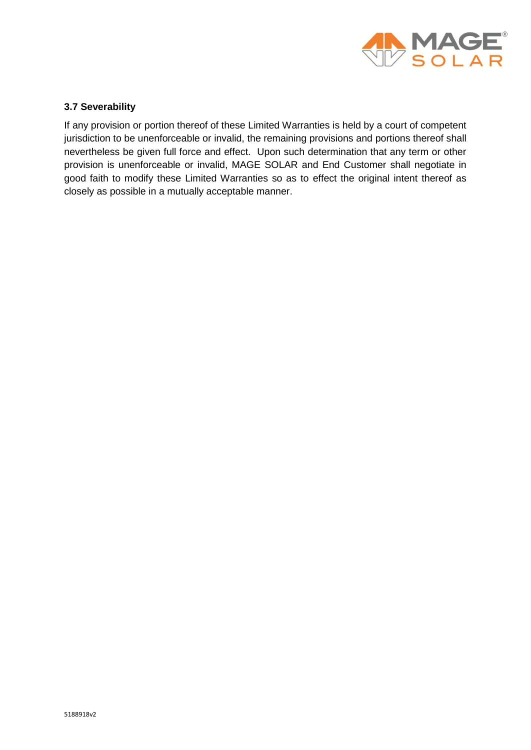### 3.7 Severability

If any provision or portion thereof of these Limited Warranties is held by a court of competent jurisdiction to be unenforceable or invalid, the remaining provisions and portions thereof shall nevertheless be given full force and effect. Upon such determination that any term or other provision is unenforceable or invalid, MAGE SOLAR and End Customer shall negotiate in good faith to modify these Limited Warranties so as to effect the original intent thereof as closely as possible in a mutually acceptable manner.